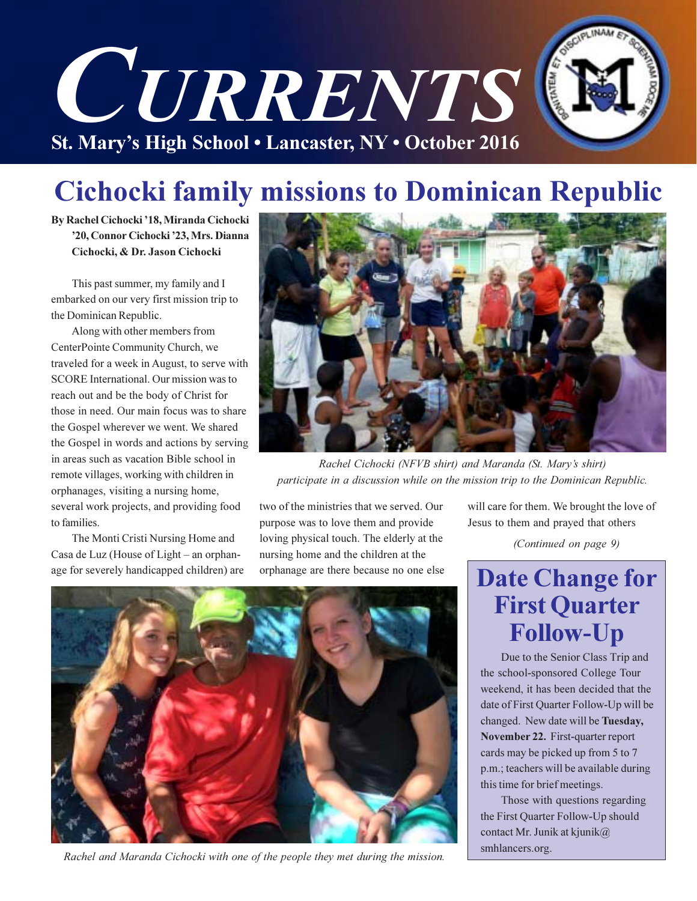# CURRENTS

**St. Mary's High School • Lancaster, NY • October 2016**

## Cichocki family missions to Dominican Republic

**By Rachel Cichocki '18, Miranda Cichocki '20, Connor Cichocki '23, Mrs. Dianna Cichocki, & Dr. Jason Cichocki**

This past summer, my family and I embarked on our very first mission trip to the Dominican Republic.

Along with other members from CenterPointe Community Church, we traveled for a week in August, to serve with SCORE International. Our mission was to reach out and be the body of Christ for those in need. Our main focus was to share the Gospel wherever we went. We shared the Gospel in words and actions by serving in areas such as vacation Bible school in remote villages, working with children in orphanages, visiting a nursing home, several work projects, and providing food to families.

The Monti Cristi Nursing Home and Casa de Luz (House of Light – an orphanage for severely handicapped children) are two of the ministries that we served. Our purpose was to love them and provide loving physical touch. The elderly at the nursing home and the children at the orphanage are there because no one else will care for them. We brought the love of Jesus to them and prayed that others

*(Continued on page 9)*

*Rachel Cichocki (NFVB shirt) and Maranda (St. Mary's shirt) participate in a discussion while on the mission trip to the Dominican Republic.*

*Rachel and Maranda Cichocki with one of the people they met during the mission.*

## Date Change for First Quarter Follow-Up

Due to the Senior Class Trip and the school-sponsored College Tour weekend, it has been decided that the date of First Quarter Follow-Up will be changed. New date will be **Tuesday, November 22.** First-quarter report cards may be picked up from 5 to 7 p.m.; teachers will be available during this time for brief meetings.

Those with questions regarding the First Quarter Follow-Up should contact Mr. Junik at kjunik@smhlancers.org.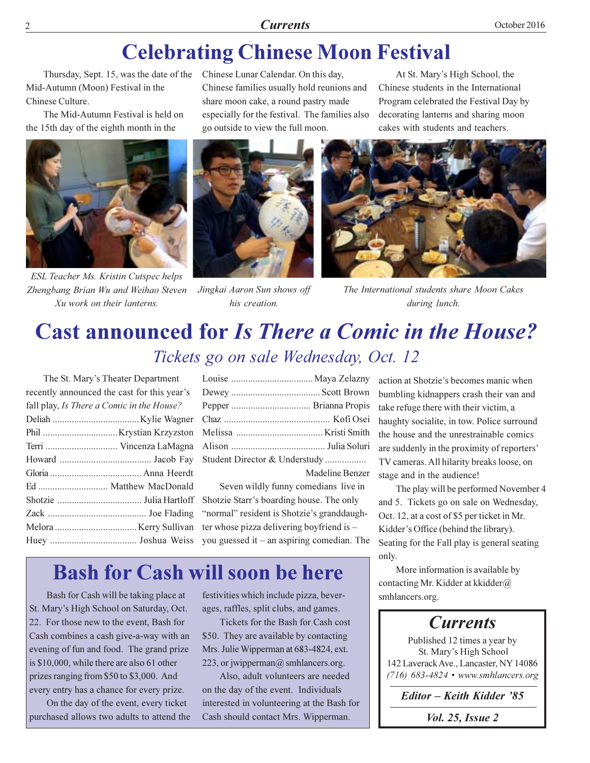# Celebrating Chinese Moon Festival

Thursday, Sept. 15, was the date of the Mid-Autumn (Moon) Festival in the Chinese Culture.

The Mid-Autumn Festival is held on the 15th day of the eighth month in the Chinese Lunar Calendar. On this day, Chinese families usually hold reunions and share moon cake, a round pastry made especially for the festival. The families also go outside to view the full moon.

At St. Mary's High School, the Chinese students in the International Program celebrated the Festival Day by decorating lanterns and sharing moon cakes with students and teachers.

*ESL Teacher Ms. Kristin Cutspec helps Zhengbang Brian Wu and Weihao Steven Xu work on their lanterns.*

*Jingkai Aaron Sun shows off his creation.*

*The International students share Moon Cakes during lunch.*

# Cast announced for *Is There a Comic in the House?*

## *Tickets go on sale Wednesday, Oct. 12*

The St. Mary's Theater Department recently announced the cast for this year's fall play, *Is There a Comic in the House?*

- Deliah .... Kylie Wagner
- Phil .... Krystian Krzyzston
- Terri .... Vincenza LaMagna
- Howard .... Jacob Fay
- Gloria .... Anna Heerdt
- Ed .... Matthew MacDonald
- Shotzie .... Julia Hartloff
- Zack .... Joe Flading
- Melora .... Kerry Sullivan
- Huey .... Joshua Weiss
- Louise .... Maya Zelazny
- Dewey .... Scott Brown
- Pepper .... Brianna Propis
- Chaz .... Kofi Osei
- Melissa .... Kristi Smith
- Alison .... Julia Soluri
- Student Director & Understudy .... Madeline Benzer

Seven wildly funny comedians live in Shotzie Starr's boarding house. The only "normal" resident is Shotzie's granddaughter whose pizza delivering boyfriend is – you guessed it – an aspiring comedian. The action at Shotzie's becomes manic when bumbling kidnappers crash their van and take refuge there with their victim, a haughty socialite, in tow. Police surround the house and the unrestrainable comics are suddenly in the proximity of reporters' TV cameras. All hilarity breaks loose, on stage and in the audience!

The play will be performed November 4 and 5. Tickets go on sale on Wednesday, Oct. 12, at a cost of $5 per ticket in Mr. Kidder's Office (behind the library). Seating for the Fall play is general seating only.

More information is available by contacting Mr. Kidder at kkidder@smhlancers.org.

# Bash for Cash will soon be here

Bash for Cash will be taking place at St. Mary's High School on Saturday, Oct. 22. For those new to the event, Bash for Cash combines a cash give-a-way with an evening of fun and food. The grand prize is $10,000, while there are also 61 other prizes ranging from $50 to $3,000. And every entry has a chance for every prize.

On the day of the event, every ticket purchased allows two adults to attend the festivities which include pizza, beverages, raffles, split clubs, and games.

Tickets for the Bash for Cash cost $50. They are available by contacting Mrs. Julie Wipperman at 683-4824, ext. 223, or jwipperman@smhlancers.org.

Also, adult volunteers are needed on the day of the event. Individuals interested in volunteering at the Bash for Cash should contact Mrs. Wipperman.

---

***Currents***

Published 12 times a year by
St. Mary's High School
142 Laverack Ave., Lancaster, NY 14086
*(716) 683-4824 • www.smhlancers.org*

***Editor – Keith Kidder '85***

***Vol. 25, Issue 2***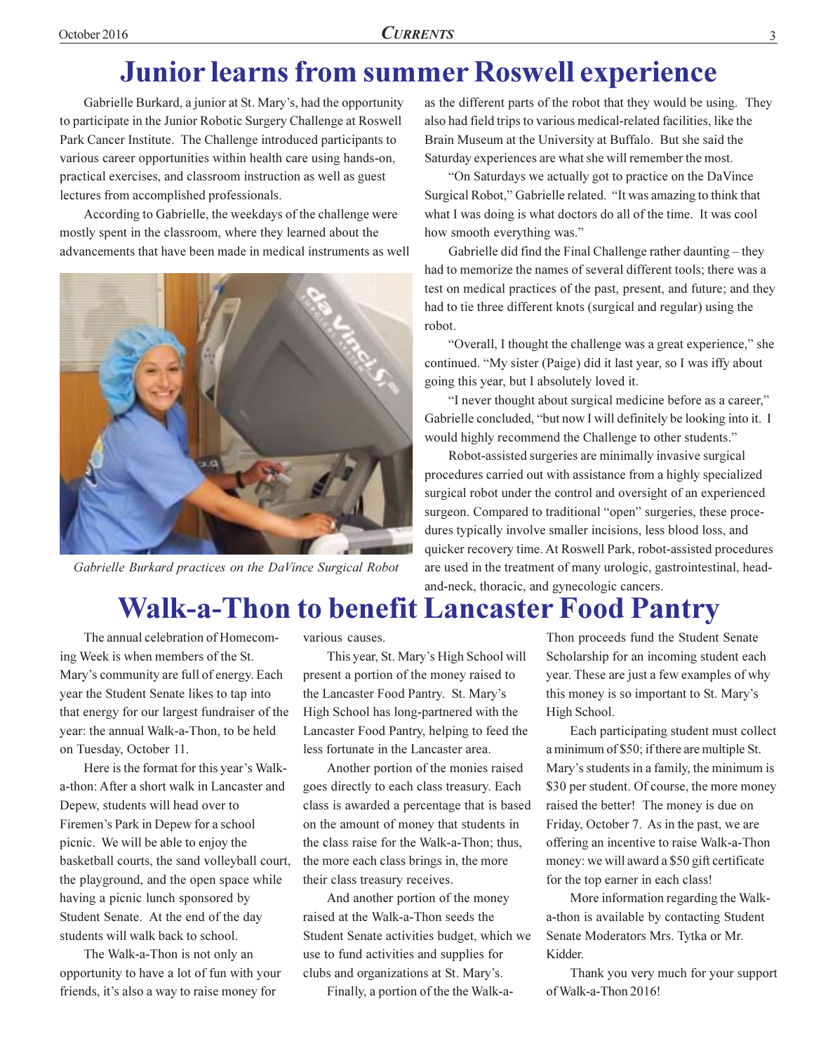# Junior learns from summer Roswell experience

Gabrielle Burkard, a junior at St. Mary's, had the opportunity to participate in the Junior Robotic Surgery Challenge at Roswell Park Cancer Institute. The Challenge introduced participants to various career opportunities within health care using hands-on, practical exercises, and classroom instruction as well as guest lectures from accomplished professionals.

According to Gabrielle, the weekdays of the challenge were mostly spent in the classroom, where they learned about the advancements that have been made in medical instruments as well as the different parts of the robot that they would be using. They also had field trips to various medical-related facilities, like the Brain Museum at the University at Buffalo. But she said the Saturday experiences are what she will remember the most.

*Gabrielle Burkard practices on the DaVince Surgical Robot*

"On Saturdays we actually got to practice on the DaVince Surgical Robot," Gabrielle related. "It was amazing to think that what I was doing is what doctors do all of the time. It was cool how smooth everything was."

Gabrielle did find the Final Challenge rather daunting – they had to memorize the names of several different tools; there was a test on medical practices of the past, present, and future; and they had to tie three different knots (surgical and regular) using the robot.

"Overall, I thought the challenge was a great experience," she continued. "My sister (Paige) did it last year, so I was iffy about going this year, but I absolutely loved it.

"I never thought about surgical medicine before as a career," Gabrielle concluded, "but now I will definitely be looking into it. I would highly recommend the Challenge to other students."

Robot-assisted surgeries are minimally invasive surgical procedures carried out with assistance from a highly specialized surgical robot under the control and oversight of an experienced surgeon. Compared to traditional "open" surgeries, these procedures typically involve smaller incisions, less blood loss, and quicker recovery time. At Roswell Park, robot-assisted procedures are used in the treatment of many urologic, gastrointestinal, head-and-neck, thoracic, and gynecologic cancers.

# Walk-a-Thon to benefit Lancaster Food Pantry

The annual celebration of Homecoming Week is when members of the St. Mary's community are full of energy. Each year the Student Senate likes to tap into that energy for our largest fundraiser of the year: the annual Walk-a-Thon, to be held on Tuesday, October 11.

Here is the format for this year's Walk-a-thon: After a short walk in Lancaster and Depew, students will head over to Firemen's Park in Depew for a school picnic. We will be able to enjoy the basketball courts, the sand volleyball court, the playground, and the open space while having a picnic lunch sponsored by Student Senate. At the end of the day students will walk back to school.

The Walk-a-Thon is not only an opportunity to have a lot of fun with your friends, it's also a way to raise money for various causes.

This year, St. Mary's High School will present a portion of the money raised to the Lancaster Food Pantry. St. Mary's High School has long-partnered with the Lancaster Food Pantry, helping to feed the less fortunate in the Lancaster area.

Another portion of the monies raised goes directly to each class treasury. Each class is awarded a percentage that is based on the amount of money that students in the class raise for the Walk-a-Thon; thus, the more each class brings in, the more their class treasury receives.

And another portion of the money raised at the Walk-a-Thon seeds the Student Senate activities budget, which we use to fund activities and supplies for clubs and organizations at St. Mary's.

Finally, a portion of the the Walk-a-Thon proceeds fund the Student Senate Scholarship for an incoming student each year. These are just a few examples of why this money is so important to St. Mary's High School.

Each participating student must collect a minimum of $50; if there are multiple St. Mary's students in a family, the minimum is $30 per student. Of course, the more money raised the better! The money is due on Friday, October 7. As in the past, we are offering an incentive to raise Walk-a-Thon money: we will award a $50 gift certificate for the top earner in each class!

More information regarding the Walk-a-thon is available by contacting Student Senate Moderators Mrs. Tytka or Mr. Kidder.

Thank you very much for your support of Walk-a-Thon 2016!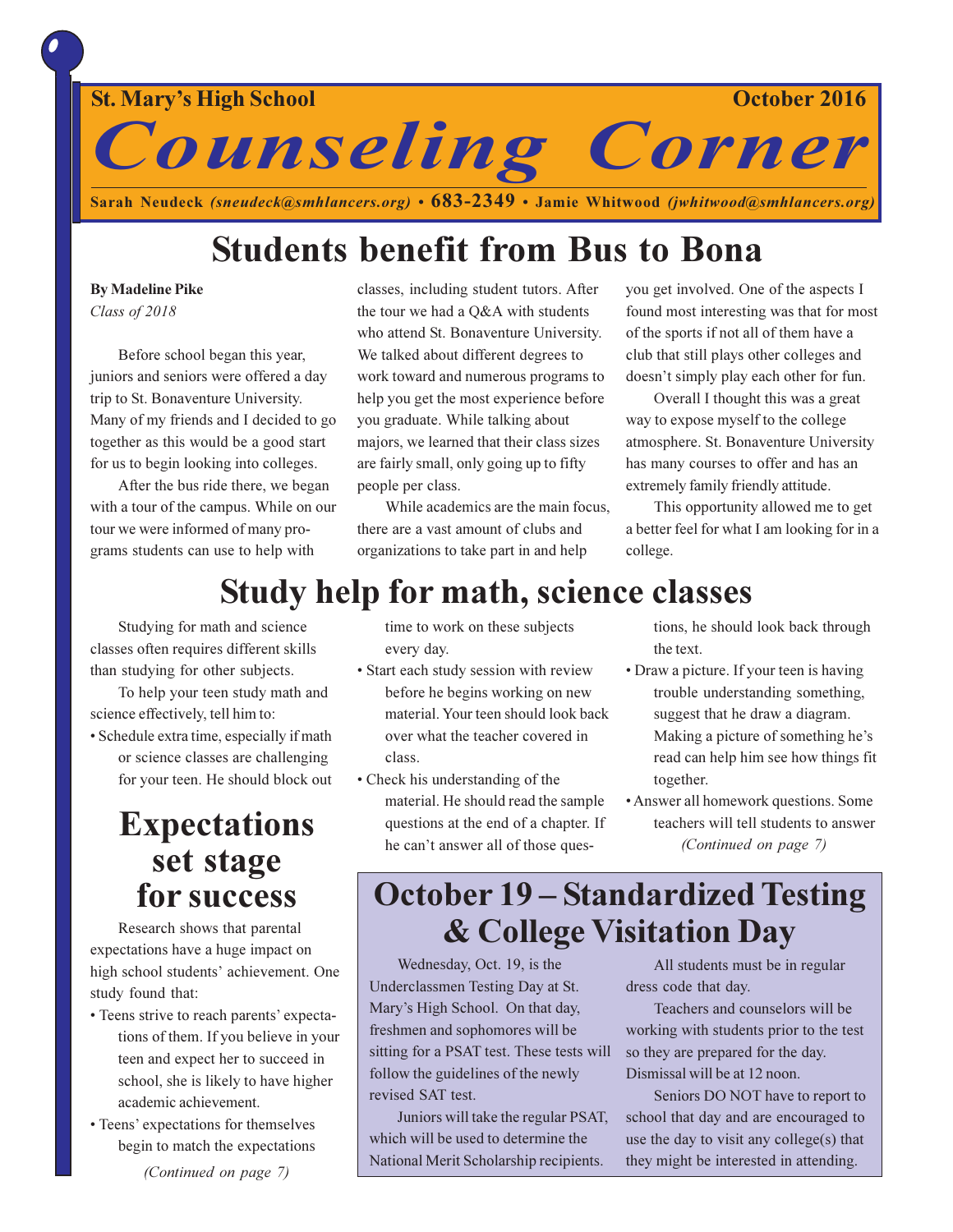St. Mary's High School — October 2016

# Counseling Corner

**Sarah Neudeck** *(sneudeck@smhlancers.org)* • **683-2349** • **Jamie Whitwood** *(jwhitwood@smhlancers.org)*

## Students benefit from Bus to Bona

**By Madeline Pike**
*Class of 2018*

Before school began this year, juniors and seniors were offered a day trip to St. Bonaventure University. Many of my friends and I decided to go together as this would be a good start for us to begin looking into colleges.

After the bus ride there, we began with a tour of the campus. While on our tour we were informed of many programs students can use to help with classes, including student tutors. After the tour we had a Q&A with students who attend St. Bonaventure University. We talked about different degrees to work toward and numerous programs to help you get the most experience before you graduate. While talking about majors, we learned that their class sizes are fairly small, only going up to fifty people per class.

While academics are the main focus, there are a vast amount of clubs and organizations to take part in and help you get involved. One of the aspects I found most interesting was that for most of the sports if not all of them have a club that still plays other colleges and doesn't simply play each other for fun.

Overall I thought this was a great way to expose myself to the college atmosphere. St. Bonaventure University has many courses to offer and has an extremely family friendly attitude.

This opportunity allowed me to get a better feel for what I am looking for in a college.

## Study help for math, science classes

Studying for math and science classes often requires different skills than studying for other subjects.

To help your teen study math and science effectively, tell him to:

- Schedule extra time, especially if math or science classes are challenging for your teen. He should block out time to work on these subjects every day.
- Start each study session with review before he begins working on new material. Your teen should look back over what the teacher covered in class.
- Check his understanding of the material. He should read the sample questions at the end of a chapter. If he can't answer all of those questions, he should look back through the text.
- Draw a picture. If your teen is having trouble understanding something, suggest that he draw a diagram. Making a picture of something he's read can help him see how things fit together.
- Answer all homework questions. Some teachers will tell students to answer

*(Continued on page 7)*

## Expectations set stage for success

Research shows that parental expectations have a huge impact on high school students' achievement. One study found that:

- Teens strive to reach parents' expectations of them. If you believe in your teen and expect her to succeed in school, she is likely to have higher academic achievement.
- Teens' expectations for themselves begin to match the expectations

*(Continued on page 7)*

## October 19 – Standardized Testing & College Visitation Day

Wednesday, Oct. 19, is the Underclassmen Testing Day at St. Mary's High School. On that day, freshmen and sophomores will be sitting for a PSAT test. These tests will follow the guidelines of the newly revised SAT test.

Juniors will take the regular PSAT, which will be used to determine the National Merit Scholarship recipients.

All students must be in regular dress code that day.

Teachers and counselors will be working with students prior to the test so they are prepared for the day. Dismissal will be at 12 noon.

Seniors DO NOT have to report to school that day and are encouraged to use the day to visit any college(s) that they might be interested in attending.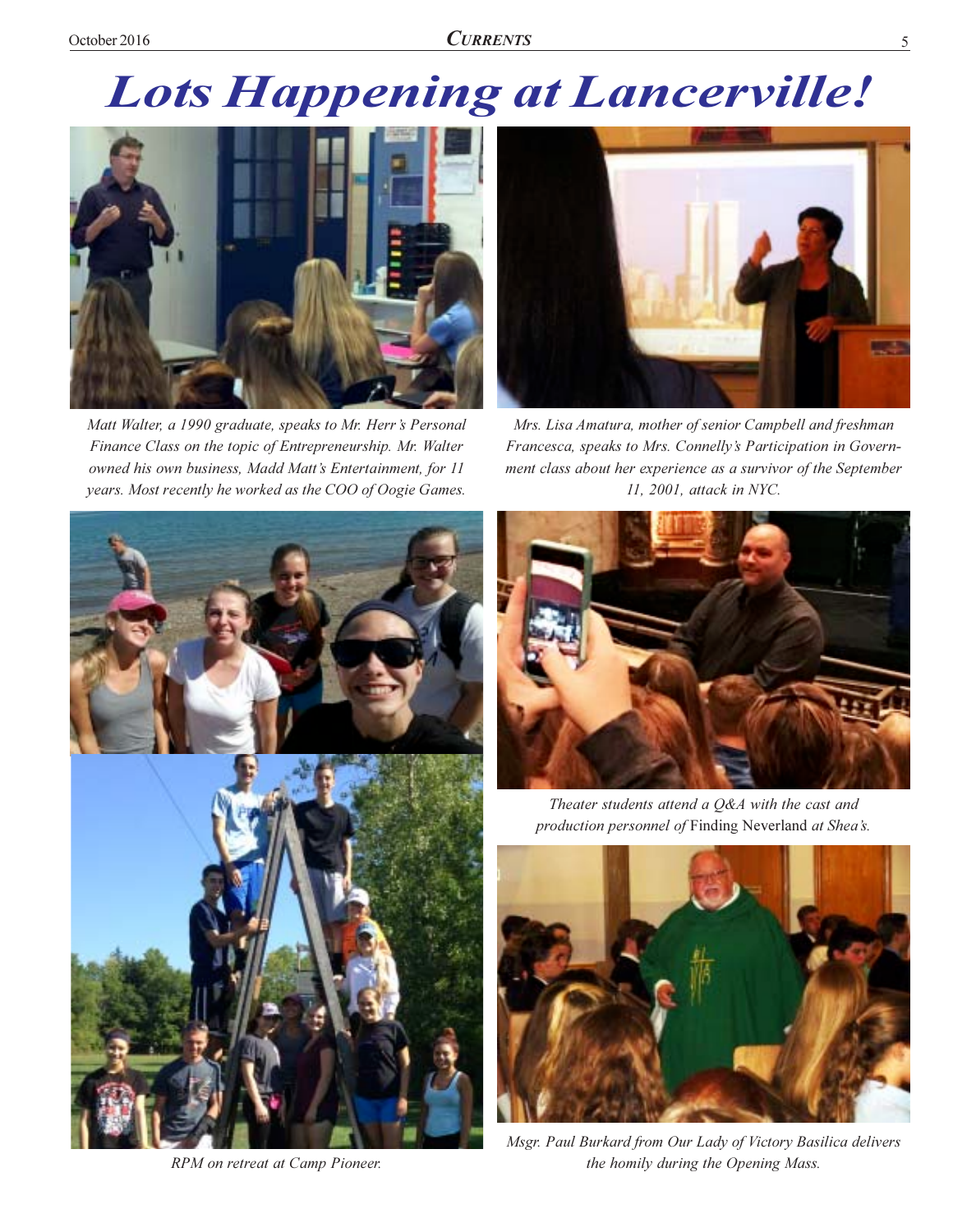# *Lots Happening at Lancerville!*

*Matt Walter, a 1990 graduate, speaks to Mr. Herr's Personal Finance Class on the topic of Entrepreneurship. Mr. Walter owned his own business, Madd Matt's Entertainment, for 11 years. Most recently he worked as the COO of Oogie Games.*

*Mrs. Lisa Amatura, mother of senior Campbell and freshman Francesca, speaks to Mrs. Connelly's Participation in Government class about her experience as a survivor of the September 11, 2001, attack in NYC.*

*RPM on retreat at Camp Pioneer.*

*Theater students attend a Q&A with the cast and production personnel of* Finding Neverland *at Shea's.*

*Msgr. Paul Burkard from Our Lady of Victory Basilica delivers the homily during the Opening Mass.*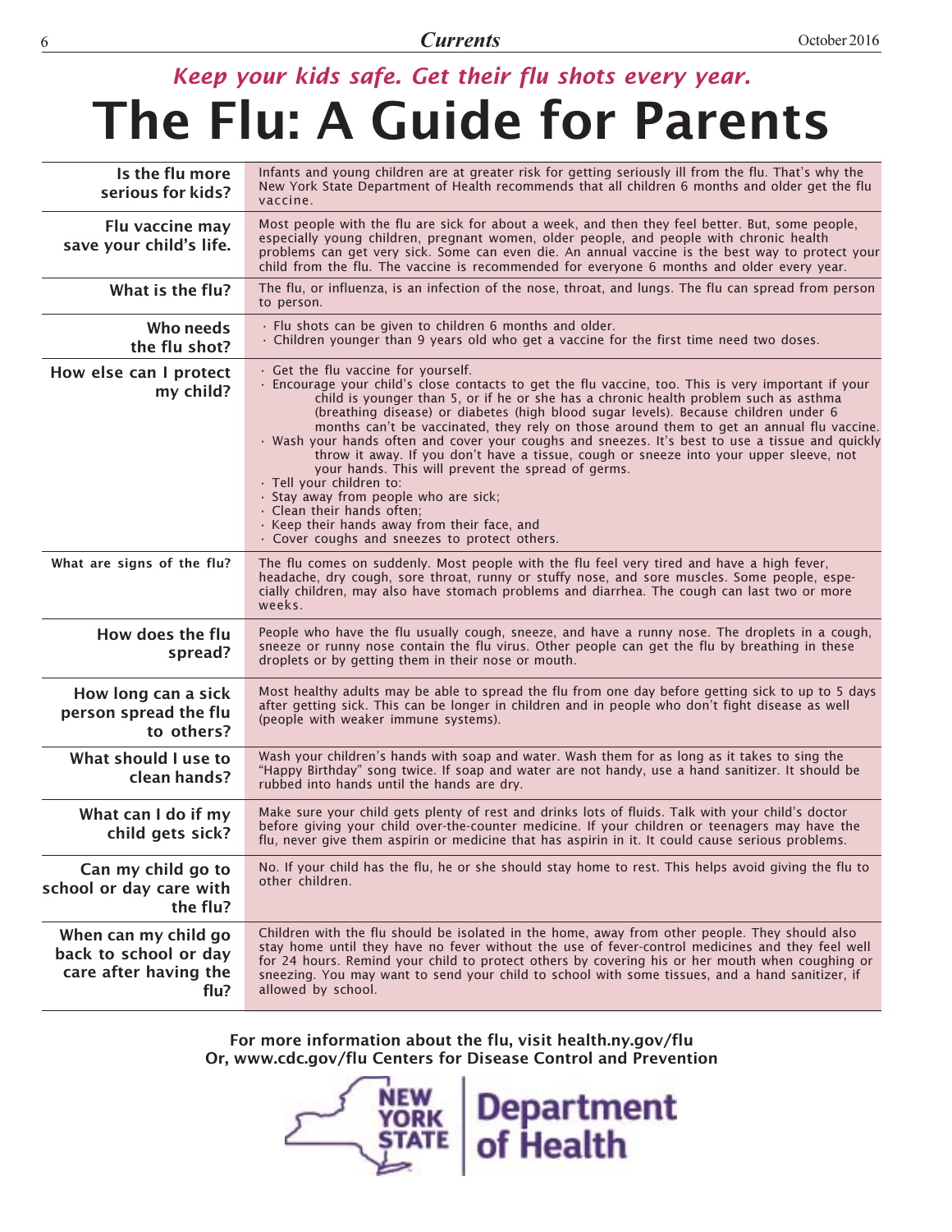*Keep your kids safe. Get their flu shots every year.*

# The Flu: A Guide for Parents

| | |
|---|---|
| **Is the flu more serious for kids?** | Infants and young children are at greater risk for getting seriously ill from the flu. That's why the New York State Department of Health recommends that all children 6 months and older get the flu vaccine. |
| **Flu vaccine may save your child's life.** | Most people with the flu are sick for about a week, and then they feel better. But, some people, especially young children, pregnant women, older people, and people with chronic health problems can get very sick. Some can even die. An annual vaccine is the best way to protect your child from the flu. The vaccine is recommended for everyone 6 months and older every year. |
| **What is the flu?** | The flu, or influenza, is an infection of the nose, throat, and lungs. The flu can spread from person to person. |
| **Who needs the flu shot?** | · Flu shots can be given to children 6 months and older.<br>· Children younger than 9 years old who get a vaccine for the first time need two doses. |
| **How else can I protect my child?** | · Get the flu vaccine for yourself.<br>· Encourage your child's close contacts to get the flu vaccine, too. This is very important if your child is younger than 5, or if he or she has a chronic health problem such as asthma (breathing disease) or diabetes (high blood sugar levels). Because children under 6 months can't be vaccinated, they rely on those around them to get an annual flu vaccine.<br>· Wash your hands often and cover your coughs and sneezes. It's best to use a tissue and quickly throw it away. If you don't have a tissue, cough or sneeze into your upper sleeve, not your hands. This will prevent the spread of germs.<br>· Tell your children to:<br>· Stay away from people who are sick;<br>· Clean their hands often;<br>· Keep their hands away from their face, and<br>· Cover coughs and sneezes to protect others. |
| **What are signs of the flu?** | The flu comes on suddenly. Most people with the flu feel very tired and have a high fever, headache, dry cough, sore throat, runny or stuffy nose, and sore muscles. Some people, especially children, may also have stomach problems and diarrhea. The cough can last two or more weeks. |
| **How does the flu spread?** | People who have the flu usually cough, sneeze, and have a runny nose. The droplets in a cough, sneeze or runny nose contain the flu virus. Other people can get the flu by breathing in these droplets or by getting them in their nose or mouth. |
| **How long can a sick person spread the flu to others?** | Most healthy adults may be able to spread the flu from one day before getting sick to up to 5 days after getting sick. This can be longer in children and in people who don't fight disease as well (people with weaker immune systems). |
| **What should I use to clean hands?** | Wash your children's hands with soap and water. Wash them for as long as it takes to sing the "Happy Birthday" song twice. If soap and water are not handy, use a hand sanitizer. It should be rubbed into hands until the hands are dry. |
| **What can I do if my child gets sick?** | Make sure your child gets plenty of rest and drinks lots of fluids. Talk with your child's doctor before giving your child over-the-counter medicine. If your children or teenagers may have the flu, never give them aspirin or medicine that has aspirin in it. It could cause serious problems. |
| **Can my child go to school or day care with the flu?** | No. If your child has the flu, he or she should stay home to rest. This helps avoid giving the flu to other children. |
| **When can my child go back to school or day care after having the flu?** | Children with the flu should be isolated in the home, away from other people. They should also stay home until they have no fever without the use of fever-control medicines and they feel well for 24 hours. Remind your child to protect others by covering his or her mouth when coughing or sneezing. You may want to send your child to school with some tissues, and a hand sanitizer, if allowed by school. |

**For more information about the flu, visit health.ny.gov/flu**
**Or, www.cdc.gov/flu Centers for Disease Control and Prevention**

**New York State Department of Health**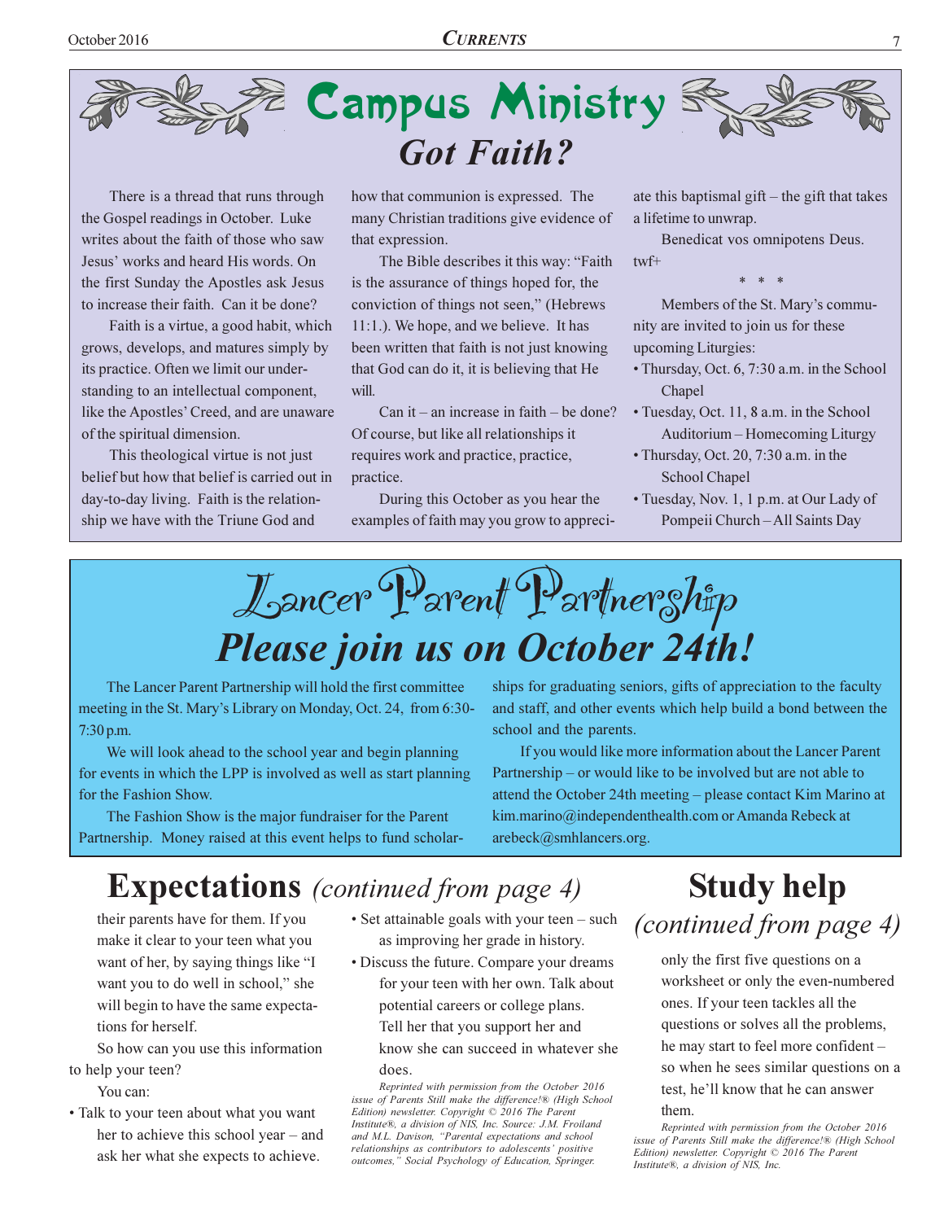# Campus Ministry

## Got Faith?

There is a thread that runs through the Gospel readings in October. Luke writes about the faith of those who saw Jesus' works and heard His words. On the first Sunday the Apostles ask Jesus to increase their faith. Can it be done?

Faith is a virtue, a good habit, which grows, develops, and matures simply by its practice. Often we limit our understanding to an intellectual component, like the Apostles' Creed, and are unaware of the spiritual dimension.

This theological virtue is not just belief but how that belief is carried out in day-to-day living. Faith is the relationship we have with the Triune God and how that communion is expressed. The many Christian traditions give evidence of that expression.

The Bible describes it this way: "Faith is the assurance of things hoped for, the conviction of things not seen," (Hebrews 11:1.). We hope, and we believe. It has been written that faith is not just knowing that God can do it, it is believing that He will.

Can it – an increase in faith – be done? Of course, but like all relationships it requires work and practice, practice, practice.

During this October as you hear the examples of faith may you grow to appreciate this baptismal gift – the gift that takes a lifetime to unwrap.

Benedicat vos omnipotens Deus.

twf+

\* \* \*

Members of the St. Mary's community are invited to join us for these upcoming Liturgies:

- Thursday, Oct. 6, 7:30 a.m. in the School Chapel
- Tuesday, Oct. 11, 8 a.m. in the School Auditorium – Homecoming Liturgy
- Thursday, Oct. 20, 7:30 a.m. in the School Chapel
- Tuesday, Nov. 1, 1 p.m. at Our Lady of Pompeii Church – All Saints Day

# Lancer Parent Partnership

## Please join us on October 24th!

The Lancer Parent Partnership will hold the first committee meeting in the St. Mary's Library on Monday, Oct. 24, from 6:30-7:30 p.m.

We will look ahead to the school year and begin planning for events in which the LPP is involved as well as start planning for the Fashion Show.

The Fashion Show is the major fundraiser for the Parent Partnership. Money raised at this event helps to fund scholarships for graduating seniors, gifts of appreciation to the faculty and staff, and other events which help build a bond between the school and the parents.

If you would like more information about the Lancer Parent Partnership – or would like to be involved but are not able to attend the October 24th meeting – please contact Kim Marino at kim.marino@independenthealth.com or Amanda Rebeck at arebeck@smhlancers.org.

# Expectations *(continued from page 4)*

their parents have for them. If you make it clear to your teen what you want of her, by saying things like "I want you to do well in school," she will begin to have the same expectations for herself.

So how can you use this information to help your teen?

You can:

- Talk to your teen about what you want her to achieve this school year – and ask her what she expects to achieve.
- Set attainable goals with your teen – such as improving her grade in history.
- Discuss the future. Compare your dreams for your teen with her own. Talk about potential careers or college plans. Tell her that you support her and know she can succeed in whatever she does.

*Reprinted with permission from the October 2016 issue of Parents Still make the difference!® (High School Edition) newsletter. Copyright © 2016 The Parent Institute®, a division of NIS, Inc. Source: J.M. Froiland and M.L. Davison, "Parental expectations and school relationships as contributors to adolescents' positive outcomes," Social Psychology of Education, Springer.*

# Study help

*(continued from page 4)*

only the first five questions on a worksheet or only the even-numbered ones. If your teen tackles all the questions or solves all the problems, he may start to feel more confident – so when he sees similar questions on a test, he'll know that he can answer them.

*Reprinted with permission from the October 2016 issue of Parents Still make the difference!® (High School Edition) newsletter. Copyright © 2016 The Parent Institute®, a division of NIS, Inc.*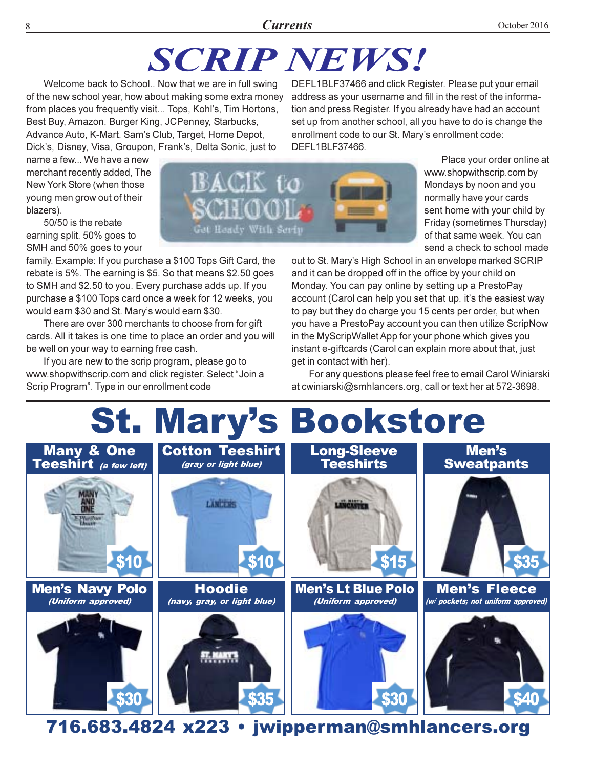# SCRIP NEWS!

Welcome back to School.. Now that we are in full swing of the new school year, how about making some extra money from places you frequently visit... Tops, Kohl's, Tim Hortons, Best Buy, Amazon, Burger King, JCPenney, Starbucks, Advance Auto, K-Mart, Sam's Club, Target, Home Depot, Dick's, Disney, Visa, Groupon, Frank's, Delta Sonic, just to name a few... We have a new merchant recently added, The New York Store (when those young men grow out of their blazers).

50/50 is the rebate earning split. 50% goes to SMH and 50% goes to your family. Example: If you purchase a $100 Tops Gift Card, the rebate is 5%. The earning is $5. So that means $2.50 goes to SMH and $2.50 to you. Every purchase adds up. If you purchase a $100 Tops card once a week for 12 weeks, you would earn $30 and St. Mary's would earn $30.

There are over 300 merchants to choose from for gift cards. All it takes is one time to place an order and you will be well on your way to earning free cash.

If you are new to the scrip program, please go to www.shopwithscrip.com and click register. Select "Join a Scrip Program". Type in our enrollment code DEFL1BLF37466 and click Register. Please put your email address as your username and fill in the rest of the information and press Register. If you already have had an account set up from another school, all you have to do is change the enrollment code to our St. Mary's enrollment code: DEFL1BLF37466.

BACK to SCHOOL
Get Ready With Scrip

Place your order online at www.shopwithscrip.com by Mondays by noon and you normally have your cards sent home with your child by Friday (sometimes Thursday) of that same week. You can send a check to school made out to St. Mary's High School in an envelope marked SCRIP and it can be dropped off in the office by your child on Monday. You can pay online by setting up a PrestoPay account (Carol can help you set that up, it's the easiest way to pay but they do charge you 15 cents per order, but when you have a PrestoPay account you can then utilize ScripNow in the MyScripWallet App for your phone which gives you instant e-giftcards (Carol can explain more about that, just get in contact with her).

For any questions please feel free to email Carol Winiarski at cwiniarski@smhlancers.org, call or text her at 572-3698.

# St. Mary's Bookstore

| Item | Price |
|---|---|
| **Many & One Teeshirt** *(a few left)* | $10 |
| **Cotton Teeshirt** *(gray or light blue)* | $10 |
| **Long-Sleeve Teeshirts** | $15 |
| **Men's Sweatpants** | $35 |
| **Men's Navy Polo** *(Uniform approved)* | $30 |
| **Hoodie** *(navy, gray, or light blue)* | $35 |
| **Men's Lt Blue Polo** *(Uniform approved)* | $30 |
| **Men's Fleece** *(w/ pockets; not uniform approved)* | $40 |

**716.683.4824 x223 • jwipperman@smhlancers.org**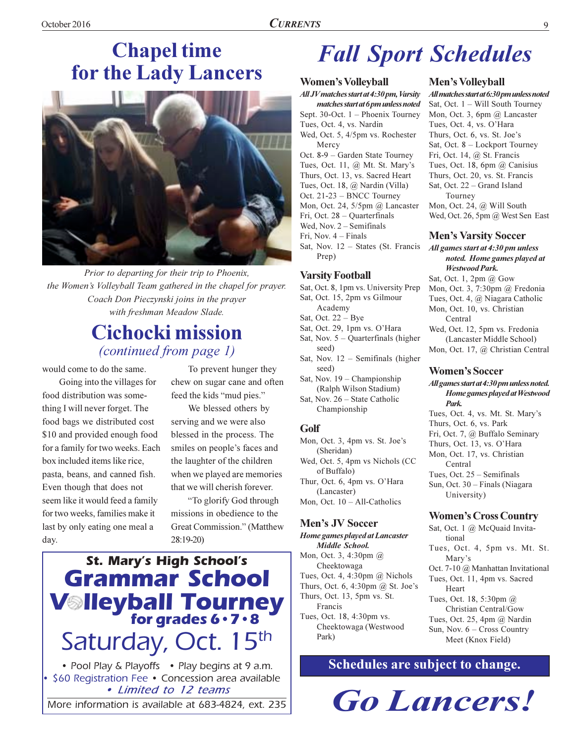# Chapel time for the Lady Lancers

*Prior to departing for their trip to Phoenix, the Women's Volleyball Team gathered in the chapel for prayer. Coach Don Pieczynski joins in the prayer with freshman Meadow Slade.*

# Cichocki mission

*(continued from page 1)*

would come to do the same.

Going into the villages for food distribution was something I will never forget. The food bags we distributed cost $10 and provided enough food for a family for two weeks. Each box included items like rice, pasta, beans, and canned fish. Even though that does not seem like it would feed a family for two weeks, families make it last by only eating one meal a day.

To prevent hunger they chew on sugar cane and often feed the kids "mud pies."

We blessed others by serving and we were also blessed in the process. The smiles on people's faces and the laughter of the children when we played are memories that we will cherish forever.

"To glorify God through missions in obedience to the Great Commission." (Matthew 28:19-20)

---

**St. Mary's High School's**

## Grammar School Volleyball Tourney

**for grades 6 • 7 • 8**

## Saturday, Oct. 15th

• Pool Play & Playoffs • Play begins at 9 a.m.
• $60 Registration Fee • Concession area available
• *Limited to 12 teams*

More information is available at 683-4824, ext. 235

---

# Fall Sport Schedules

## Women's Volleyball

*All JV matches start at 4:30 pm, Varsity matches start at 6 pm unless noted*

- Sept. 30-Oct. 1 – Phoenix Tourney
- Tues, Oct. 4, vs. Nardin
- Wed, Oct. 5, 4/5pm vs. Rochester Mercy
- Oct. 8-9 – Garden State Tourney
- Tues, Oct. 11, @ Mt. St. Mary's
- Thurs, Oct. 13, vs. Sacred Heart
- Tues, Oct. 18, @ Nardin (Villa)
- Oct. 21-23 – BNCC Tourney
- Mon, Oct. 24, 5/5pm @ Lancaster
- Fri, Oct. 28 – Quarterfinals
- Wed, Nov. 2 – Semifinals
- Fri, Nov. 4 – Finals
- Sat, Nov. 12 – States (St. Francis Prep)

## Varsity Football

- Sat, Oct. 8, 1pm vs. University Prep
- Sat, Oct. 15, 2pm vs Gilmour Academy
- Sat, Oct. 22 – Bye
- Sat, Oct. 29, 1pm vs. O'Hara
- Sat, Nov. 5 – Quarterfinals (higher seed)
- Sat, Nov. 12 – Semifinals (higher seed)
- Sat, Nov. 19 – Championship (Ralph Wilson Stadium)
- Sat, Nov. 26 – State Catholic Championship

## Golf

- Mon, Oct. 3, 4pm vs. St. Joe's (Sheridan)
- Wed, Oct. 5, 4pm vs Nichols (CC of Buffalo)
- Thur, Oct. 6, 4pm vs. O'Hara (Lancaster)
- Mon, Oct. 10 – All-Catholics

## Men's JV Soccer

*Home games played at Lancaster Middle School.*

- Mon, Oct. 3, 4:30pm @ Cheektowaga
- Tues, Oct. 4, 4:30pm @ Nichols
- Thurs, Oct. 6, 4:30pm @ St. Joe's
- Thurs, Oct. 13, 5pm vs. St. Francis
- Tues, Oct. 18, 4:30pm vs. Cheektowaga (Westwood Park)

## Men's Volleyball

*All matches start at 6:30 pm unless noted*

- Sat, Oct. 1 – Will South Tourney
- Mon, Oct. 3, 6pm @ Lancaster
- Tues, Oct. 4, vs. O'Hara
- Thurs, Oct. 6, vs. St. Joe's
- Sat, Oct. 8 – Lockport Tourney
- Fri, Oct. 14, @ St. Francis
- Tues, Oct. 18, 6pm @ Canisius
- Thurs, Oct. 20, vs. St. Francis
- Sat, Oct. 22 – Grand Island Tourney
- Mon, Oct. 24, @ Will South
- Wed, Oct. 26, 5pm @ West Sen East

## Men's Varsity Soccer

*All games start at 4:30 pm unless noted. Home games played at Westwood Park.*

- Sat, Oct. 1, 2pm @ Gow
- Mon, Oct. 3, 7:30pm @ Fredonia
- Tues, Oct. 4, @ Niagara Catholic
- Mon, Oct. 10, vs. Christian Central
- Wed, Oct. 12, 5pm vs. Fredonia (Lancaster Middle School)
- Mon, Oct. 17, @ Christian Central

## Women's Soccer

*All games start at 4:30 pm unless noted. Home games played at Westwood Park.*

- Tues, Oct. 4, vs. Mt. St. Mary's
- Thurs, Oct. 6, vs. Park
- Fri, Oct. 7, @ Buffalo Seminary
- Thurs, Oct. 13, vs. O'Hara
- Mon, Oct. 17, vs. Christian Central
- Tues, Oct. 25 – Semifinals
- Sun, Oct. 30 – Finals (Niagara University)

## Women's Cross Country

- Sat, Oct. 1 @ McQuaid Invitational
- Tues, Oct. 4, 5pm vs. Mt. St. Mary's
- Oct. 7-10 @ Manhattan Invitational
- Tues, Oct. 11, 4pm vs. Sacred Heart
- Tues, Oct. 18, 5:30pm @ Christian Central/Gow
- Tues, Oct. 25, 4pm @ Nardin
- Sun, Nov. 6 – Cross Country Meet (Knox Field)

**Schedules are subject to change.**

# *Go Lancers!*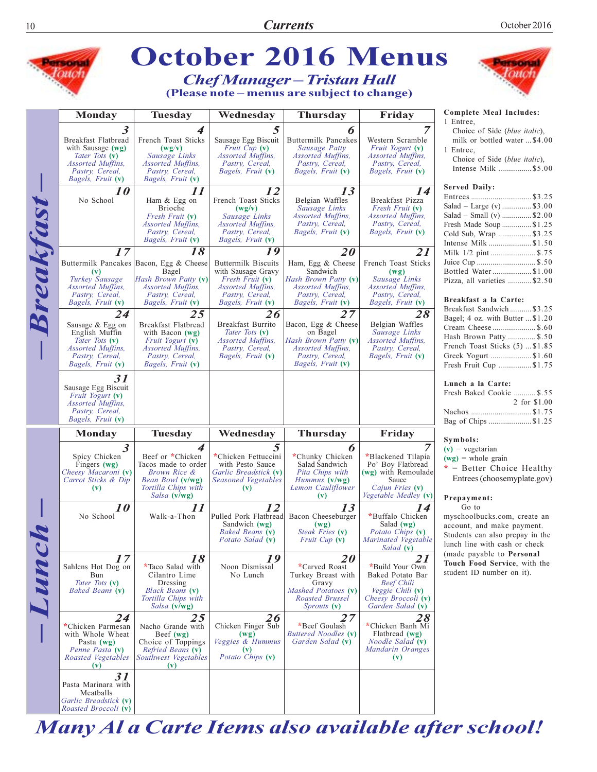# October 2016 Menus

## *Chef Manager – Tristan Hall*

**(Please note – menus are subject to change)**

## Breakfast

| Monday | Tuesday | Wednesday | Thursday | Friday |
|---|---|---|---|---|
| **3** Breakfast Flatbread with Sausage **(wg)** *Tater Tots* **(v)** *Assorted Muffins, Pastry, Cereal, Bagels, Fruit* **(v)** | **4** French Toast Sticks **(wg/v)** *Sausage Links* *Assorted Muffins, Pastry, Cereal, Bagels, Fruit* **(v)** | **5** Sausage Egg Biscuit *Fruit Cup* **(v)** *Assorted Muffins, Pastry, Cereal, Bagels, Fruit* **(v)** | **6** Buttermilk Pancakes *Sausage Patty* *Assorted Muffins, Pastry, Cereal, Bagels, Fruit* **(v)** | **7** Western Scramble *Fruit Yogurt* **(v)** *Assorted Muffins, Pastry, Cereal, Bagels, Fruit* **(v)** |
| **10** No School | **11** Ham & Egg on Brioche *Fresh Fruit* **(v)** *Assorted Muffins, Pastry, Cereal, Bagels, Fruit* **(v)** | **12** French Toast Sticks **(wg/v)** *Sausage Links* *Assorted Muffins, Pastry, Cereal, Bagels, Fruit* **(v)** | **13** Belgian Waffles *Sausage Links* *Assorted Muffins, Pastry, Cereal, Bagels, Fruit* **(v)** | **14** Breakfast Pizza *Fresh Fruit* **(v)** *Assorted Muffins, Pastry, Cereal, Bagels, Fruit* **(v)** |
| **17** Buttermilk Pancakes **(v)** *Turkey Sausage* *Assorted Muffins, Pastry, Cereal, Bagels, Fruit* **(v)** | **18** Bacon, Egg & Cheese Bagel *Hash Brown Patty* **(v)** *Assorted Muffins, Pastry, Cereal, Bagels, Fruit* **(v)** | **19** Buttermilk Biscuits with Sausage Gravy *Fresh Fruit* **(v)** *Assorted Muffins, Pastry, Cereal, Bagels, Fruit* **(v)** | **20** Ham, Egg & Cheese Sandwich *Hash Brown Patty* **(v)** *Assorted Muffins, Pastry, Cereal, Bagels, Fruit* **(v)** | **21** French Toast Sticks **(wg)** *Sausage Links* *Assorted Muffins, Pastry, Cereal, Bagels, Fruit* **(v)** |
| **24** Sausage & Egg on English Muffin *Tater Tots* **(v)** *Assorted Muffins, Pastry, Cereal, Bagels, Fruit* **(v)** | **25** Breakfast Flatbread with Bacon **(wg)** *Fruit Yogurt* **(v)** *Assorted Muffins, Pastry, Cereal, Bagels, Fruit* **(v)** | **26** Breakfast Burrito *Tater Tots* **(v)** *Assorted Muffins, Pastry, Cereal, Bagels, Fruit* **(v)** | **27** Bacon, Egg & Cheese on Bagel *Hash Brown Patty* **(v)** *Assorted Muffins, Pastry, Cereal, Bagels, Fruit* **(v)** | **28** Belgian Waffles *Sausage Links* *Assorted Muffins, Pastry, Cereal, Bagels, Fruit* **(v)** |
| **31** Sausage Egg Biscuit *Fruit Yogurt* **(v)** *Assorted Muffins, Pastry, Cereal, Bagels, Fruit* **(v)** | | | | |

## Lunch

| Monday | Tuesday | Wednesday | Thursday | Friday |
|---|---|---|---|---|
| **3** Spicy Chicken Fingers **(wg)** *Cheesy Macaroni* **(v)** *Carrot Sticks & Dip* **(v)** | **4** Beef or *Chicken Tacos made to order *Brown Rice & Bean Bowl* **(v/wg)** *Tortilla Chips with Salsa* **(v/wg)** | **5** *Chicken Fettuccini with Pesto Sauce *Garlic Breadstick* **(v)** *Seasoned Vegetables* **(v)** | **6** *Chunky Chicken Salad Sandwich *Pita Chips with Hummus* **(v/wg)** *Lemon Cauliflower* **(v)** | **7** *Blackened Tilapia Po' Boy Flatbread **(wg)** with Remoulade Sauce *Cajun Fries* **(v)** *Vegetable Medley* **(v)** |
| **10** No School | **11** Walk-a-Thon | **12** Pulled Pork Flatbread Sandwich **(wg)** *Baked Beans* **(v)** *Potato Salad* **(v)** | **13** Bacon Cheeseburger **(wg)** *Steak Fries* **(v)** *Fruit Cup* **(v)** | **14** *Buffalo Chicken Salad **(wg)** *Potato Chips* **(v)** *Marinated Vegetable Salad* **(v)** |
| **17** Sahlens Hot Dog on Bun *Tater Tots* **(v)** *Baked Beans* **(v)** | **18** *Taco Salad with Cilantro Lime Dressing *Black Beans* **(v)** *Tortilla Chips with Salsa* **(v/wg)** | **19** Noon Dismissal No Lunch | **20** *Carved Roast Turkey Breast with Gravy *Mashed Potatoes* **(v)** *Roasted Brussel Sprouts* **(v)** | **21** *Build Your Own Baked Potato Bar *Beef Chili* *Veggie Chili* **(v)** *Cheesy Broccoli* **(v)** *Garden Salad* **(v)** |
| **24** *Chicken Parmesan with Whole Wheat Pasta **(wg)** *Penne Pasta* **(v)** *Roasted Vegetables* **(v)** | **25** Nacho Grande with Beef **(wg)** Choice of Toppings *Refried Beans* **(v)** *Southwest Vegetables* **(v)** | **26** Chicken Finger Sub **(wg)** *Veggies & Hummus* **(v)** *Potato Chips* **(v)** | **27** *Beef Goulash *Buttered Noodles* **(v)** *Garden Salad* **(v)** | **28** *Chicken Banh Mi Flatbread **(wg)** *Noodle Salad* **(v)** *Mandarin Oranges* **(v)** |
| **31** Pasta Marinara with Meatballs *Garlic Breadstick* **(v)** *Roasted Broccoli* **(v)** | | | | |

### Complete Meal Includes:

1 Entree, Choice of Side (*blue italic*), milk or bottled water ... $4.00

1 Entree, Choice of Side (*blue italic*), Intense Milk ... $5.00

### Served Daily:

| Item | Price |
|---|---|
| Entrees | $3.25 |
| Salad – Large (v) | $3.00 |
| Salad – Small (v) | $2.00 |
| Fresh Made Soup | $1.25 |
| Cold Sub, Wrap | $3.25 |
| Intense Milk | $1.50 |
| Milk 1/2 pint | $.75 |
| Juice Cup | $.50 |
| Bottled Water | $1.00 |
| Pizza, all varieties | $2.50 |

### Breakfast a la Carte:

| Item | Price |
|---|---|
| Breakfast Sandwich | $3.25 |
| Bagel; 4 oz. with Butter | $1.20 |
| Cream Cheese | $.60 |
| Hash Brown Patty | $.50 |
| French Toast Sticks (5) | $1.85 |
| Greek Yogurt | $1.60 |
| Fresh Fruit Cup | $1.75 |

### Lunch a la Carte:

| Item | Price |
|---|---|
| Fresh Baked Cookie | $.55 (2 for $1.00) |
| Nachos | $1.75 |
| Bag of Chips | $1.25 |

### Symbols:

**(v)** = vegetarian
**(wg)** = whole grain
* = Better Choice Healthy Entrees (choosemyplate.gov)

### Prepayment:

Go to myschoolbucks.com, create an account, and make payment. Students can also prepay in the lunch line with cash or check (made payable to **Personal Touch Food Service**, with the student ID number on it).

***Many Al a Carte Items also available after school!***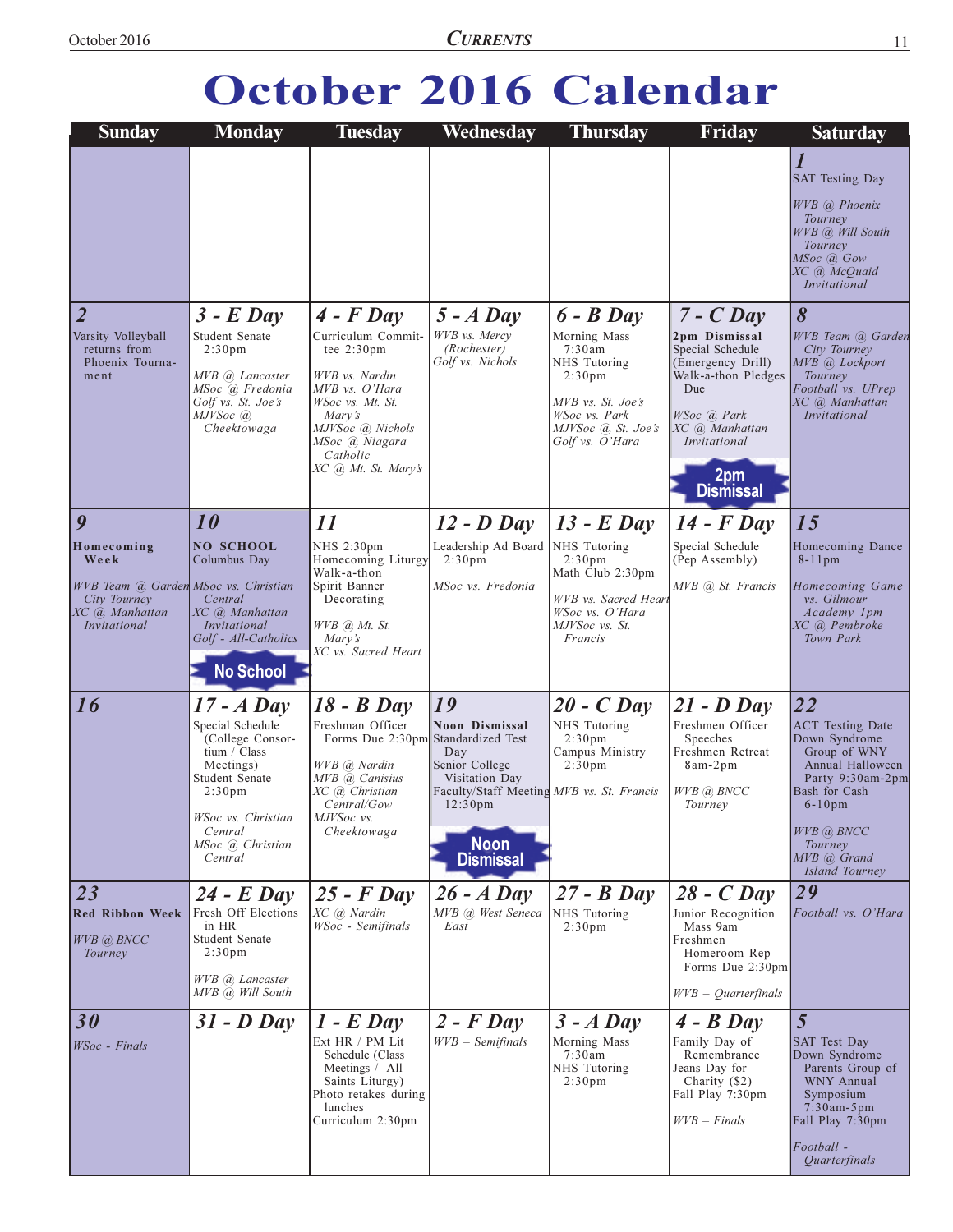# October 2016 Calendar

| Sunday | Monday | Tuesday | Wednesday | Thursday | Friday | Saturday |
|---|---|---|---|---|---|---|
| | | | | | | ***1***<br>SAT Testing Day<br>*WVB @ Phoenix Tourney*<br>*WVB @ Will South Tourney*<br>*MSoc @ Gow*<br>*XC @ McQuaid Invitational* |
| ***2***<br>Varsity Volleyball returns from Phoenix Tournament | ***3 - E Day***<br>Student Senate 2:30pm<br>*MVB @ Lancaster*<br>*MSoc @ Fredonia*<br>*Golf vs. St. Joe's*<br>*MJVSoc @ Cheektowaga* | ***4 - F Day***<br>Curriculum Committee 2:30pm<br>*WVB vs. Nardin*<br>*MVB vs. O'Hara*<br>*WSoc vs. Mt. St. Mary's*<br>*MJVSoc @ Nichols*<br>*MSoc @ Niagara Catholic*<br>*XC @ Mt. St. Mary's* | ***5 - A Day***<br>*WVB vs. Mercy (Rochester)*<br>*Golf vs. Nichols* | ***6 - B Day***<br>Morning Mass 7:30am<br>NHS Tutoring 2:30pm<br>*MVB vs. St. Joe's*<br>*WSoc vs. Park*<br>*MJVSoc @ St. Joe's*<br>*Golf vs. O'Hara* | ***7 - C Day***<br>**2pm Dismissal**<br>Special Schedule (Emergency Drill)<br>Walk-a-thon Pledges Due<br>*WSoc @ Park*<br>*XC @ Manhattan Invitational*<br>**2pm Dismissal** | ***8***<br>*WVB Team @ Garden City Tourney*<br>*MVB @ Lockport Tourney*<br>*Football vs. UPrep*<br>*XC @ Manhattan Invitational* |
| ***9***<br>**Homecoming Week**<br>*WVB Team @ Garden City Tourney*<br>*XC @ Manhattan Invitational* | ***10***<br>**NO SCHOOL**<br>Columbus Day<br>*MSoc vs. Christian Central*<br>*XC @ Manhattan Invitational*<br>*Golf - All-Catholics*<br>**No School** | ***11***<br>NHS 2:30pm<br>Homecoming Liturgy<br>Walk-a-thon<br>Spirit Banner Decorating<br>*WVB @ Mt. St. Mary's*<br>*XC vs. Sacred Heart* | ***12 - D Day***<br>Leadership Ad Board 2:30pm<br>*MSoc vs. Fredonia* | ***13 - E Day***<br>NHS Tutoring 2:30pm<br>Math Club 2:30pm<br>*WVB vs. Sacred Heart*<br>*WSoc vs. O'Hara*<br>*MJVSoc vs. St. Francis* | ***14 - F Day***<br>Special Schedule (Pep Assembly)<br>*MVB @ St. Francis* | ***15***<br>Homecoming Dance 8-11pm<br>*Homecoming Game vs. Gilmour Academy 1pm*<br>*XC @ Pembroke Town Park* |
| ***16*** | ***17 - A Day***<br>Special Schedule (College Consortium / Class Meetings)<br>Student Senate 2:30pm<br>*WSoc vs. Christian Central*<br>*MSoc @ Christian Central* | ***18 - B Day***<br>Freshman Officer Forms Due 2:30pm<br>*WVB @ Nardin*<br>*MVB @ Canisius*<br>*XC @ Christian Central/Gow*<br>*MJVSoc vs. Cheektowaga* | ***19***<br>**Noon Dismissal**<br>Standardized Test Day<br>Senior College Visitation Day<br>Faculty/Staff Meeting 12:30pm<br>**Noon Dismissal** | ***20 - C Day***<br>NHS Tutoring 2:30pm<br>Campus Ministry 2:30pm<br>*MVB vs. St. Francis* | ***21 - D Day***<br>Freshmen Officer Speeches<br>Freshmen Retreat 8am-2pm<br>*WVB @ BNCC Tourney* | ***22***<br>ACT Testing Date<br>Down Syndrome Group of WNY Annual Halloween Party 9:30am-2pm<br>Bash for Cash 6-10pm<br>*WVB @ BNCC Tourney*<br>*MVB @ Grand Island Tourney* |
| ***23***<br>**Red Ribbon Week**<br>*WVB @ BNCC Tourney* | ***24 - E Day***<br>Fresh Off Elections in HR<br>Student Senate 2:30pm<br>*WVB @ Lancaster*<br>*MVB @ Will South* | ***25 - F Day***<br>*XC @ Nardin*<br>*WSoc - Semifinals* | ***26 - A Day***<br>*MVB @ West Seneca East* | ***27 - B Day***<br>NHS Tutoring 2:30pm | ***28 - C Day***<br>Junior Recognition Mass 9am<br>Freshmen Homeroom Rep Forms Due 2:30pm<br>*WVB – Quarterfinals* | ***29***<br>*Football vs. O'Hara* |
| ***30***<br>*WSoc - Finals* | ***31 - D Day*** | ***1 - E Day***<br>Ext HR / PM Lit Schedule (Class Meetings / All Saints Liturgy)<br>Photo retakes during lunches<br>Curriculum 2:30pm | ***2 - F Day***<br>*WVB – Semifinals* | ***3 - A Day***<br>Morning Mass 7:30am<br>NHS Tutoring 2:30pm | ***4 - B Day***<br>Family Day of Remembrance<br>Jeans Day for Charity ($2)<br>Fall Play 7:30pm<br>*WVB – Finals* | ***5***<br>SAT Test Day<br>Down Syndrome Parents Group of WNY Annual Symposium 7:30am-5pm<br>Fall Play 7:30pm<br>*Football - Quarterfinals* |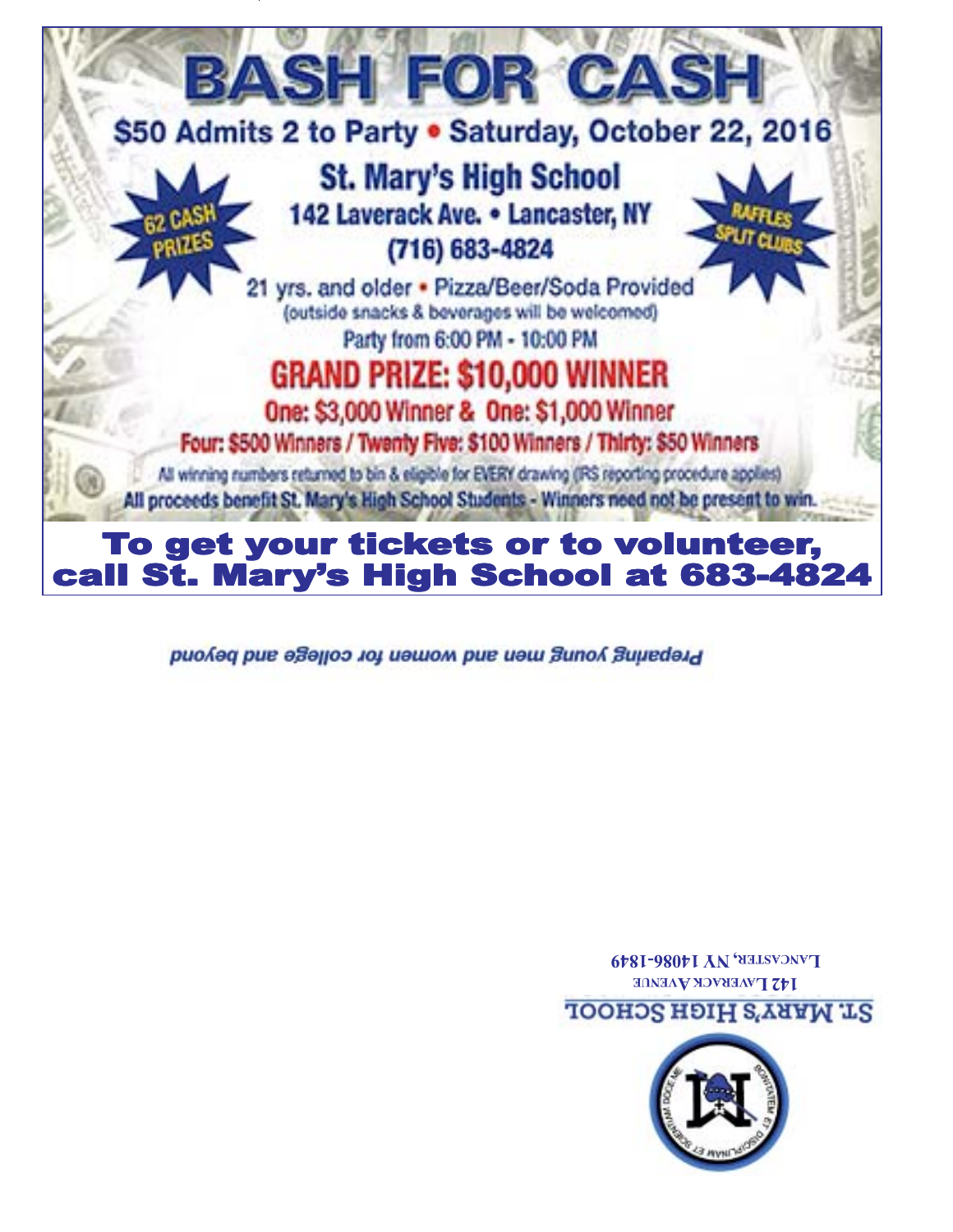# BASH FOR CASH

**$50 Admits 2 to Party • Saturday, October 22, 2016**

62 CASH PRIZES

RAFFLES SPLIT CLUBS

## St. Mary's High School

**142 Laverack Ave. • Lancaster, NY**

**(716) 683-4824**

21 yrs. and older • Pizza/Beer/Soda Provided

(outside snacks & beverages will be welcomed)

Party from 6:00 PM - 10:00 PM

## GRAND PRIZE: $10,000 WINNER

**One: $3,000 Winner & One: $1,000 Winner**

**Four: $500 Winners / Twenty Five: $100 Winners / Thirty: $50 Winners**

All winning numbers returned to bin & eligible for EVERY drawing (IRS reporting procedure applies)

**All proceeds benefit St. Mary's High School Students - Winners need not be present to win.**

**To get your tickets or to volunteer, call St. Mary's High School at 683-4824**

*Preparing young men and women for college and beyond*

ST. MARY'S HIGH SCHOOL
142 LAVERACK AVENUE
LANCASTER, NY 14086-1849